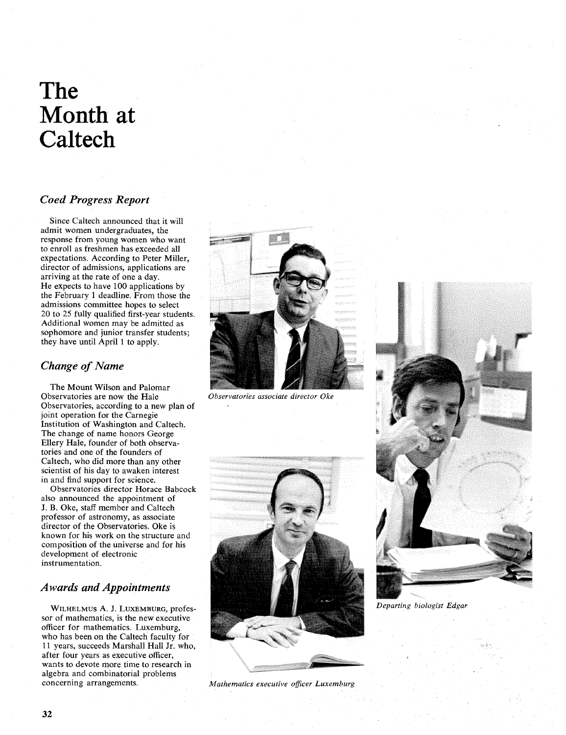# The Month at Caltech

### *Coed Progress Report*

Since Caltech announced that it will admit women undergraduates, the response from young women who want to enroll as freshmen has exceeded all expectations. According to Peter Miller, director of admissions, applications are arriving at the rate of one a day. He expects to have 100 applications by the February 1 deadline. From those the admissions committee hopes to select 20 to 25 fully qualified first-year students. Additional women may be admitted as sophomore and junior transfer students; they have until April 1 to apply.

### *Change of Name*

The Mount Wilson and Palomar Observatories are now the Hale Observatories, according to a new plan of joint operation for the Carnegie Institution of Washington and Caltech. The change of name honors George Ellery Hale, founder of both observatories and one of the founders of Caltech, who did more than any other scientist of his day to awaken interest in and find support for science.

Observatories director Horace Babcock also announced the appointment of J. B. Oke, staff member and Caltech professor of astronomy, as associate director of the Observatories. Oke is known for his work on the structure and composition of the universe and for his development of electronic instrumentation.

*Observatories associate director Oke*

### *Awards and Appointments*

WILHELMUS A. J. LUXEMBURG, professor of mathematics, is the new executive officer for mathematics. Luxemburg, who has been on the Caltech faculty for 11 years, succeeds Marshall Hall Jr. who, after four years as executive officer, wants to devote more time to research in algebra and combinatorial problems concerning arrangements.

*Mathematics executive officer Luxemburg*

*Departing biologist Edgar*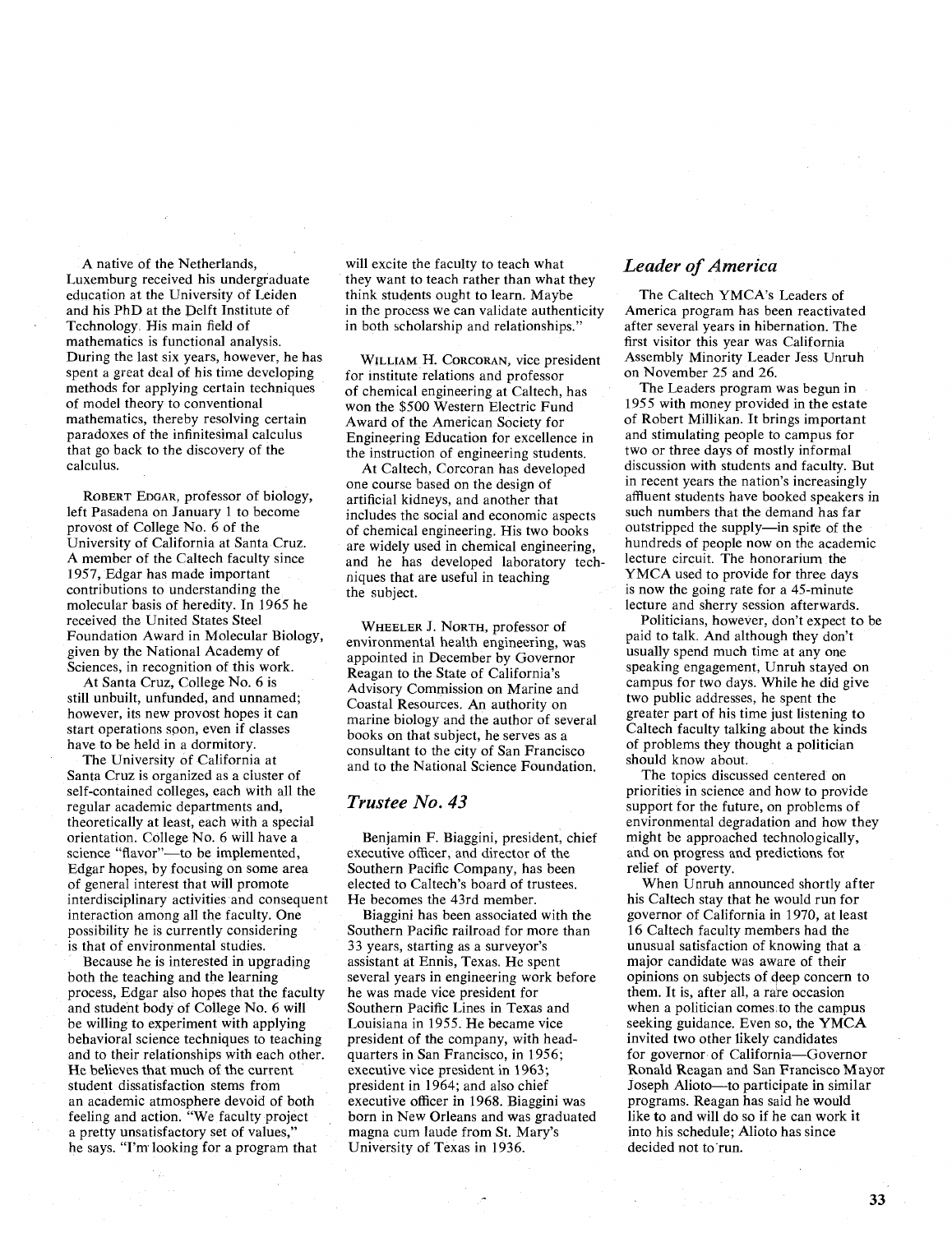A native of the Netherlands, Luxemburg received his undergraduate education at the University of Leiden and his PhD at the Delft Institute of Technology. His main field of mathematics is functional analysis. During the last six years, however, he has spent a great deal of his time developing methods for applying certain techniques of model theory to conventional mathematics, thereby resolving certain paradoxes of the infinitesimal calculus that go back to the discovery of the calculus.

ROBERT EDGAR, professor of biology, left Pasadena on January 1 to become provost of College No. 6 of the University of California at Santa Cruz. A member of the Caltech faculty since 1957, Edgar has made important contributions to understanding the molecular basis of heredity. In 1965 he received the United States Steel Foundation Award in Molecular Biology, given by the National Academy of Sciences, in recognition of this work.

At Santa Cruz, College No. 6 is still unbuilt, unfunded, and unnamed; however, its new provost hopes it can start operations soon, even if classes have to be held in a dormitory.

The University of California at Santa Cruz is organized as a cluster of self-contained colleges, each with all the regular academic departments and, theoretically at least, each with a special orientation. College No. 6 will have a science "flavor"—to be implemented, Edgar hopes, by focusing on some area of general interest that will promote interdisciplinary activities and consequent interaction among all the faculty. One possibility he is currently considering is that of environmental studies.

Because he is interested in upgrading both the teaching and the learning process, Edgar also hopes that the faculty and student body of College No. 6 will be willing to experiment with applying behavioral science techniques to teaching and to their relationships with each other. He believes that much of the current student dissatisfaction stems from an academic atmosphere devoid of both feeling and action. "We faculty project a pretty unsatisfactory set of values," he says. "I'm looking for a program that will excite the faculty to teach what they want to teach rather than what they think students ought to learn. Maybe in the process we can validate authenticity in both scholarship and relationships."

WILLIAM H. CORCORAN, vice president for institute relations and professor of chemical engineering at Caltech, has won the $500 Western Electric Fund Award of the American Society for Engineering Education for excellence in the instruction of engineering students.

At Caltech, Corcoran has developed one course based on the design of artificial kidneys, and another that includes the social and economic aspects of chemical engineering. His two books are widely used in chemical engineering, and he has developed laboratory techniques that are useful in teaching the subject.

WHEELER J. NORTH, professor of environmental health engineering, was appointed in December by Governor Reagan to the State of California's Advisory Commission on Marine and Coastal Resources. An authority on marine biology and the author of several books on that subject, he serves as a consultant to the city of San Francisco and to the National Science Foundation.

## *Trustee No. 43*

Benjamin F. Biaggini, president, chief executive officer, and director of the Southern Pacific Company, has been elected to Caltech's board of trustees. He becomes the 43rd member.

Biaggini has been associated with the Southern Pacific railroad for more than 33 years, starting as a surveyor's assistant at Ennis, Texas. He spent several years in engineering work before he was made vice president for Southern Pacific Lines in Texas and Louisiana in 1955. He became vice president of the company, with headquarters in San Francisco, in 1956; executive vice president in 1963; president in 1964; and also chief executive officer in 1968. Biaggini was born in New Orleans and was graduated magna cum laude from St. Mary's University of Texas in 1936.

## *Leader of America*

The Caltech YMCA's Leaders of America program has been reactivated after several years in hibernation. The first visitor this year was California Assembly Minority Leader Jess Unruh on November 25 and 26.

The Leaders program was begun in 1955 with money provided in the estate of Robert Millikan. It brings important and stimulating people to campus for two or three days of mostly informal discussion with students and faculty. But in recent years the nation's increasingly affluent students have booked speakers in such numbers that the demand has far outstripped the supply—in spite of the hundreds of people now on the academic lecture circuit. The honorarium the YMCA used to provide for three days is now the going rate for a 45-minute lecture and sherry session afterwards.

Politicians, however, don't expect to be paid to talk. And although they don't usually spend much time at any one speaking engagement, Unruh stayed on campus for two days. While he did give two public addresses, he spent the greater part of his time just listening to Caltech faculty talking about the kinds of problems they thought a politician should know about.

The topics discussed centered on priorities in science and how to provide support for the future, on problems of environmental degradation and how they might be approached technologically, and on progress and predictions for relief of poverty.

When Unruh announced shortly after his Caltech stay that he would run for governor of California in 1970, at least 16 Caltech faculty members had the unusual satisfaction of knowing that a major candidate was aware of their opinions on subjects of deep concern to them. It is, after all, a rare occasion when a politician comes to the campus seeking guidance. Even so, the YMCA invited two other likely candidates for governor of California—Governor Ronald Reagan and San Francisco Mayor Joseph Alioto—to participate in similar programs. Reagan has said he would like to and will do so if he can work it into his schedule; Alioto has since decided not to run.